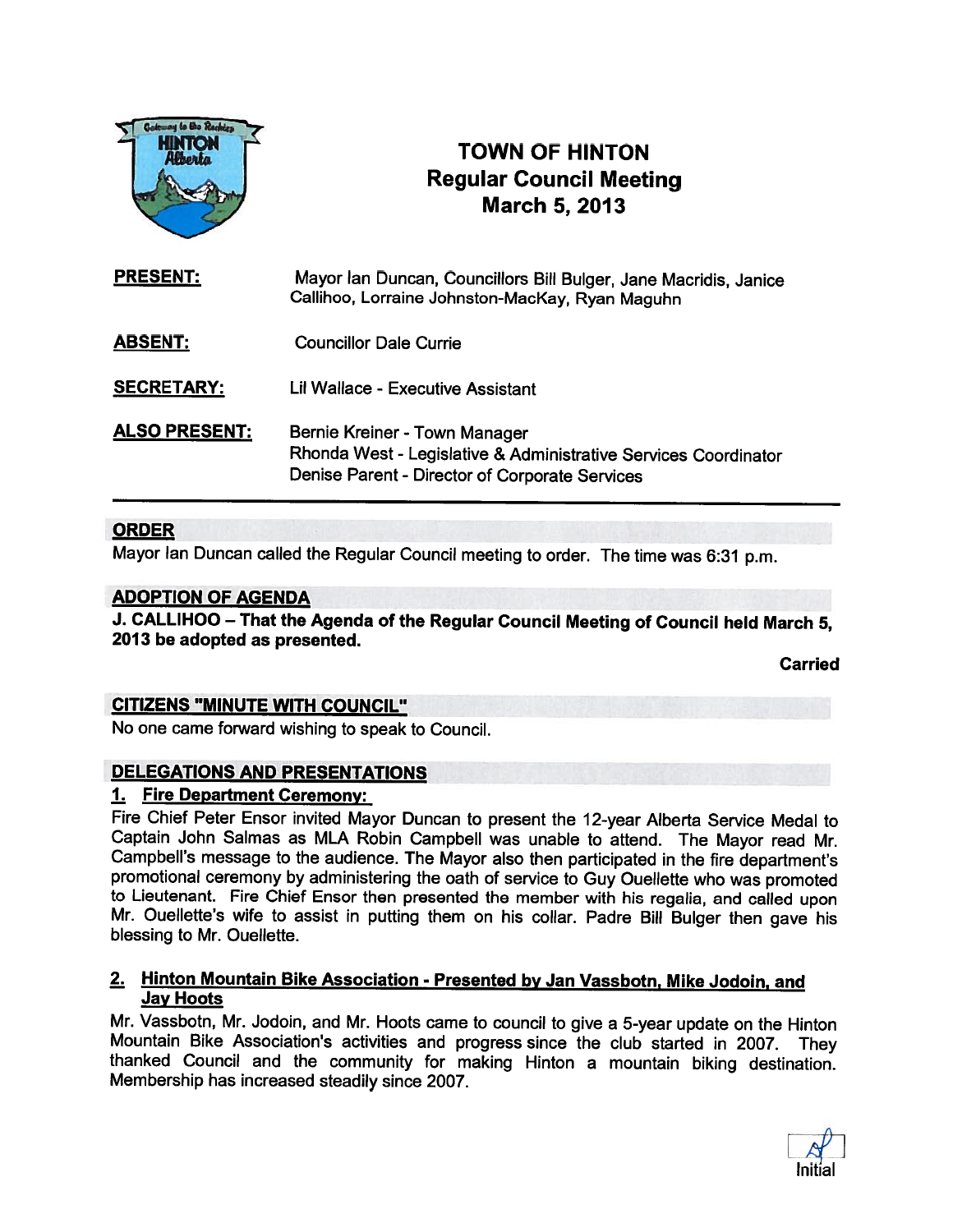# TOWN OF HINTON
## Regular Council Meeting
## March 5, 2013

**PRESENT:** Mayor Ian Duncan, Councillors Bill Bulger, Jane Macridis, Janice Callihoo, Lorraine Johnston-MacKay, Ryan Maguhn

**ABSENT:** Councillor Dale Currie

**SECRETARY:** Lil Wallace - Executive Assistant

**ALSO PRESENT:** Bernie Kreiner - Town Manager
Rhonda West - Legislative & Administrative Services Coordinator
Denise Parent - Director of Corporate Services

---

### ORDER

Mayor Ian Duncan called the Regular Council meeting to order. The time was 6:31 p.m.

### ADOPTION OF AGENDA

**J. CALLIHOO – That the Agenda of the Regular Council Meeting of Council held March 5, 2013 be adopted as presented.**

**Carried**

### CITIZENS "MINUTE WITH COUNCIL"

No one came forward wishing to speak to Council.

### DELEGATIONS AND PRESENTATIONS

**1. Fire Department Ceremony:**

Fire Chief Peter Ensor invited Mayor Duncan to present the 12-year Alberta Service Medal to Captain John Salmas as MLA Robin Campbell was unable to attend. The Mayor read Mr. Campbell's message to the audience. The Mayor also then participated in the fire department's promotional ceremony by administering the oath of service to Guy Ouellette who was promoted to Lieutenant. Fire Chief Ensor then presented the member with his regalia, and called upon Mr. Ouellette's wife to assist in putting them on his collar. Padre Bill Bulger then gave his blessing to Mr. Ouellette.

**2. Hinton Mountain Bike Association - Presented by Jan Vassbotn, Mike Jodoin, and Jay Hoots**

Mr. Vassbotn, Mr. Jodoin, and Mr. Hoots came to council to give a 5-year update on the Hinton Mountain Bike Association's activities and progress since the club started in 2007. They thanked Council and the community for making Hinton a mountain biking destination. Membership has increased steadily since 2007.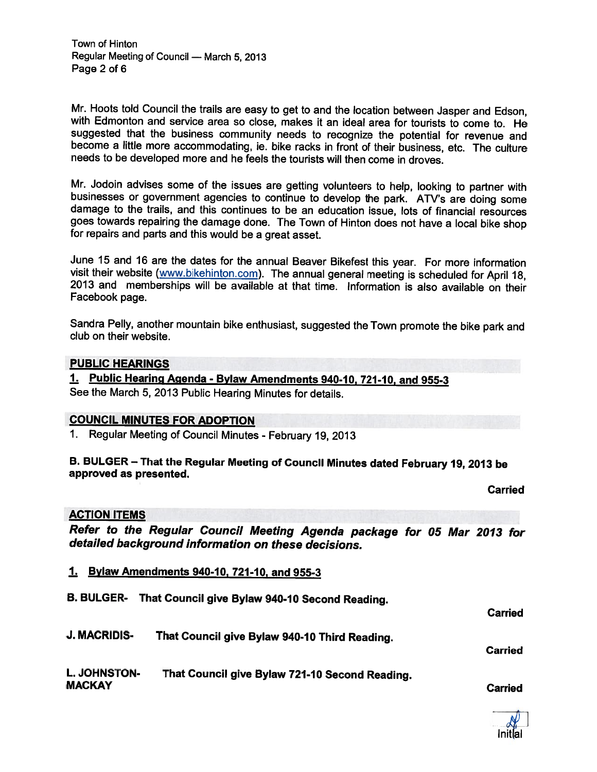Mr. Hoots told Council the trails are easy to get to and the location between Jasper and Edson, with Edmonton and service area so close, makes it an ideal area for tourists to come to. He suggested that the business community needs to recognize the potential for revenue and become a little more accommodating, ie. bike racks in front of their business, etc. The culture needs to be developed more and he feels the tourists will then come in droves.

Mr. Jodoin advises some of the issues are getting volunteers to help, looking to partner with businesses or government agencies to continue to develop the park. ATV's are doing some damage to the trails, and this continues to be an education issue, lots of financial resources goes towards repairing the damage done. The Town of Hinton does not have a local bike shop for repairs and parts and this would be a great asset.

June 15 and 16 are the dates for the annual Beaver Bikefest this year. For more information visit their website (www.bikehinton.com). The annual general meeting is scheduled for April 18, 2013 and memberships will be available at that time. Information is also available on their Facebook page.

Sandra Pelly, another mountain bike enthusiast, suggested the Town promote the bike park and club on their website.

## PUBLIC HEARINGS

**1. Public Hearing Agenda - Bylaw Amendments 940-10, 721-10, and 955-3**

See the March 5, 2013 Public Hearing Minutes for details.

## COUNCIL MINUTES FOR ADOPTION

1. Regular Meeting of Council Minutes - February 19, 2013

**B. BULGER – That the Regular Meeting of Council Minutes dated February 19, 2013 be approved as presented.**

**Carried**

## ACTION ITEMS

***Refer to the Regular Council Meeting Agenda package for 05 Mar 2013 for detailed background information on these decisions.***

**1. Bylaw Amendments 940-10, 721-10, and 955-3**

**B. BULGER- That Council give Bylaw 940-10 Second Reading.**

**Carried**

**J. MACRIDIS- That Council give Bylaw 940-10 Third Reading.**

**Carried**

**L. JOHNSTON-MACKAY That Council give Bylaw 721-10 Second Reading.**

**Carried**

Initial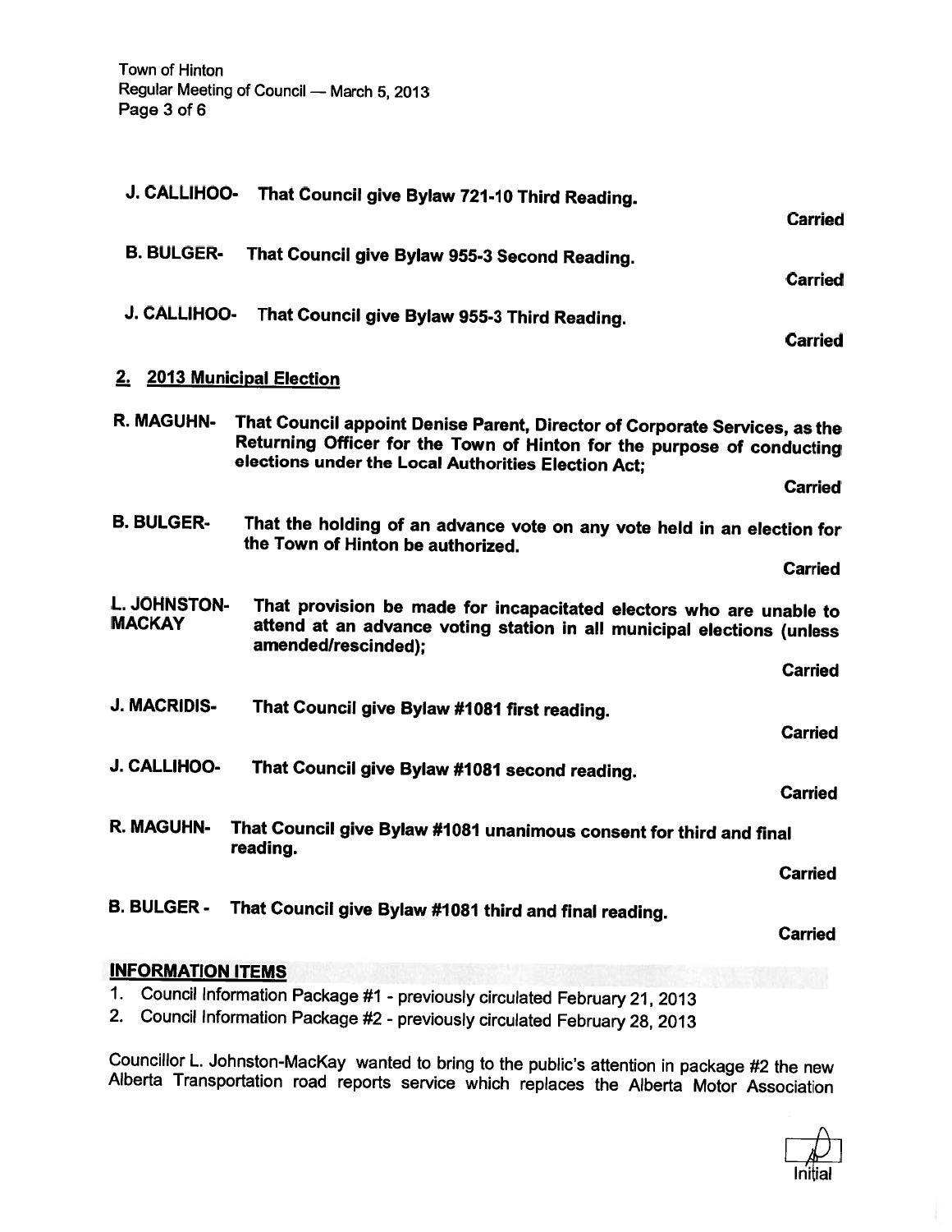**J. CALLIHOO-** That Council give Bylaw 721-10 Third Reading.

**Carried**

**B. BULGER-** That Council give Bylaw 955-3 Second Reading.

**Carried**

**J. CALLIHOO-** That Council give Bylaw 955-3 Third Reading.

**Carried**

**2. 2013 Municipal Election**

**R. MAGUHN-** That Council appoint Denise Parent, Director of Corporate Services, as the Returning Officer for the Town of Hinton for the purpose of conducting elections under the Local Authorities Election Act;

**Carried**

**B. BULGER-** That the holding of an advance vote on any vote held in an election for the Town of Hinton be authorized.

**Carried**

**L. JOHNSTON-MACKAY** That provision be made for incapacitated electors who are unable to attend at an advance voting station in all municipal elections (unless amended/rescinded);

**Carried**

**J. MACRIDIS-** That Council give Bylaw #1081 first reading.

**Carried**

**J. CALLIHOO-** That Council give Bylaw #1081 second reading.

**Carried**

**R. MAGUHN-** That Council give Bylaw #1081 unanimous consent for third and final reading.

**Carried**

**B. BULGER -** That Council give Bylaw #1081 third and final reading.

**Carried**

## INFORMATION ITEMS

1. Council Information Package #1 - previously circulated February 21, 2013
2. Council Information Package #2 - previously circulated February 28, 2013

Councillor L. Johnston-MacKay wanted to bring to the public's attention in package #2 the new Alberta Transportation road reports service which replaces the Alberta Motor Association

Initial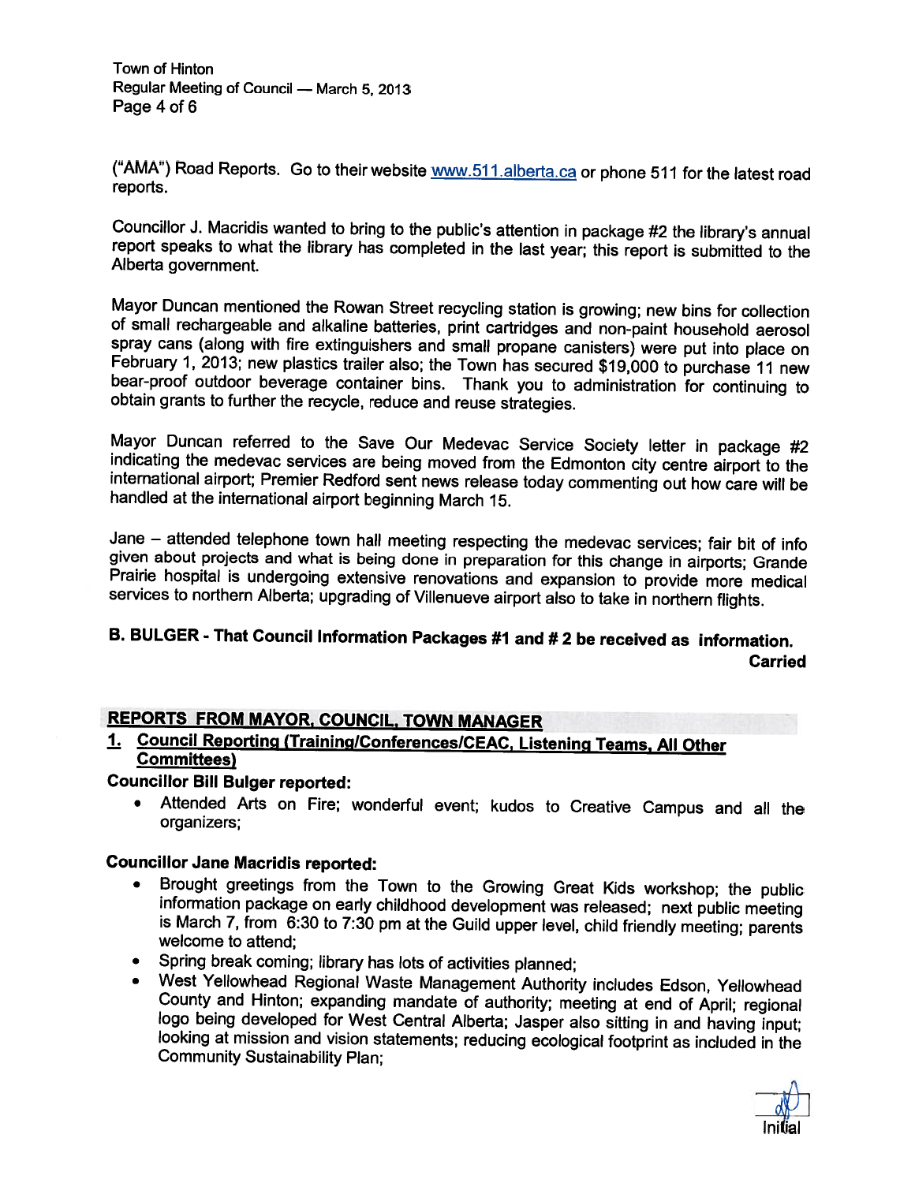("AMA") Road Reports. Go to their website www.511.alberta.ca or phone 511 for the latest road reports.

Councillor J. Macridis wanted to bring to the public's attention in package #2 the library's annual report speaks to what the library has completed in the last year; this report is submitted to the Alberta government.

Mayor Duncan mentioned the Rowan Street recycling station is growing; new bins for collection of small rechargeable and alkaline batteries, print cartridges and non-paint household aerosol spray cans (along with fire extinguishers and small propane canisters) were put into place on February 1, 2013; new plastics trailer also; the Town has secured $19,000 to purchase 11 new bear-proof outdoor beverage container bins. Thank you to administration for continuing to obtain grants to further the recycle, reduce and reuse strategies.

Mayor Duncan referred to the Save Our Medevac Service Society letter in package #2 indicating the medevac services are being moved from the Edmonton city centre airport to the international airport; Premier Redford sent news release today commenting out how care will be handled at the international airport beginning March 15.

Jane – attended telephone town hall meeting respecting the medevac services; fair bit of info given about projects and what is being done in preparation for this change in airports; Grande Prairie hospital is undergoing extensive renovations and expansion to provide more medical services to northern Alberta; upgrading of Villenueve airport also to take in northern flights.

**B. BULGER - That Council Information Packages #1 and # 2 be received as information.**

**Carried**

## REPORTS FROM MAYOR, COUNCIL, TOWN MANAGER

### 1. Council Reporting (Training/Conferences/CEAC, Listening Teams, All Other Committees)

**Councillor Bill Bulger reported:**

- Attended Arts on Fire; wonderful event; kudos to Creative Campus and all the organizers;

**Councillor Jane Macridis reported:**

- Brought greetings from the Town to the Growing Great Kids workshop; the public information package on early childhood development was released; next public meeting is March 7, from 6:30 to 7:30 pm at the Guild upper level, child friendly meeting; parents welcome to attend;
- Spring break coming; library has lots of activities planned;
- West Yellowhead Regional Waste Management Authority includes Edson, Yellowhead County and Hinton; expanding mandate of authority; meeting at end of April; regional logo being developed for West Central Alberta; Jasper also sitting in and having input; looking at mission and vision statements; reducing ecological footprint as included in the Community Sustainability Plan;

Initial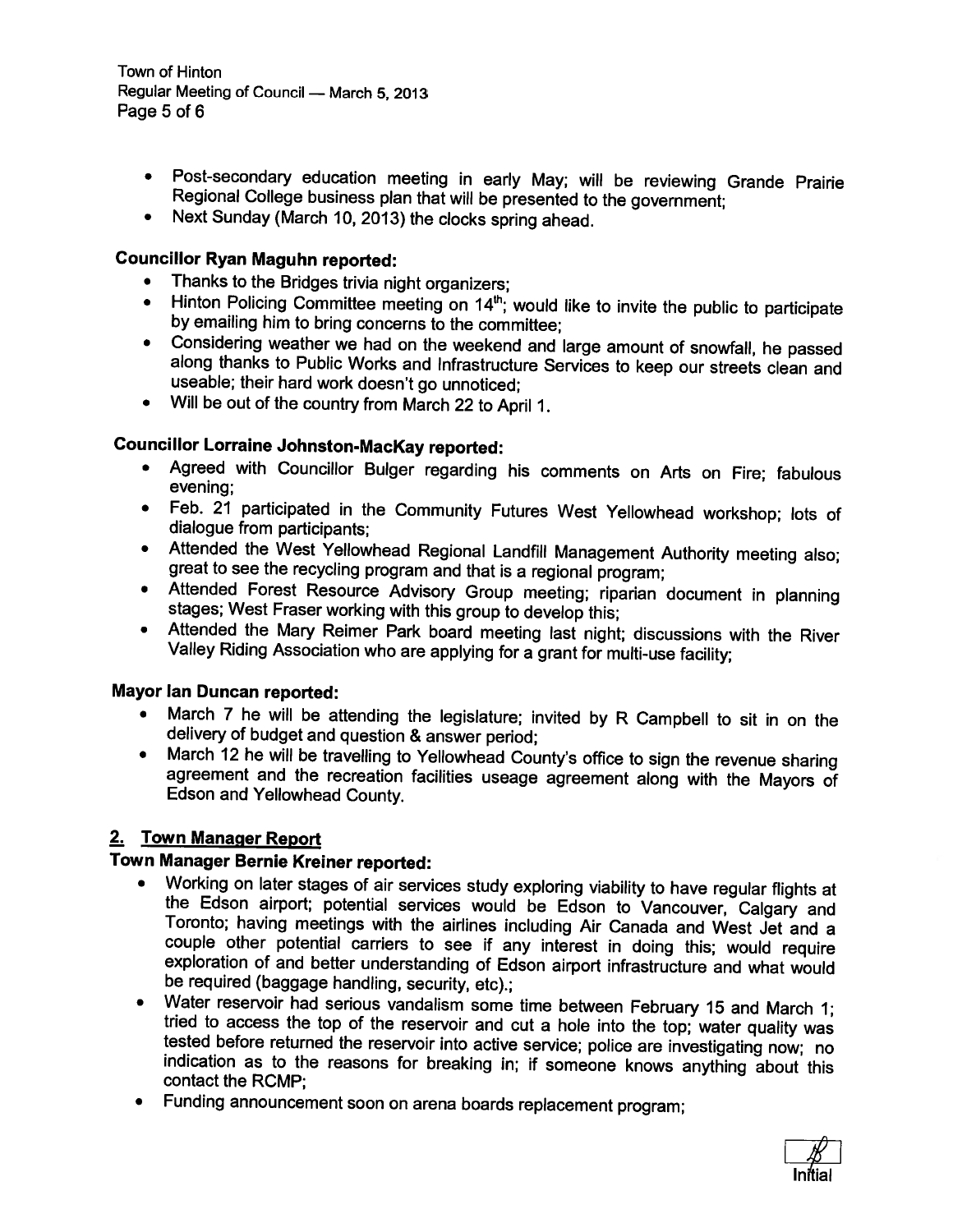- Post-secondary education meeting in early May; will be reviewing Grande Prairie Regional College business plan that will be presented to the government;
- Next Sunday (March 10, 2013) the clocks spring ahead.

**Councillor Ryan Maguhn reported:**

- Thanks to the Bridges trivia night organizers;
- Hinton Policing Committee meeting on 14th; would like to invite the public to participate by emailing him to bring concerns to the committee;
- Considering weather we had on the weekend and large amount of snowfall, he passed along thanks to Public Works and Infrastructure Services to keep our streets clean and useable; their hard work doesn't go unnoticed;
- Will be out of the country from March 22 to April 1.

**Councillor Lorraine Johnston-MacKay reported:**

- Agreed with Councillor Bulger regarding his comments on Arts on Fire; fabulous evening;
- Feb. 21 participated in the Community Futures West Yellowhead workshop; lots of dialogue from participants;
- Attended the West Yellowhead Regional Landfill Management Authority meeting also; great to see the recycling program and that is a regional program;
- Attended Forest Resource Advisory Group meeting; riparian document in planning stages; West Fraser working with this group to develop this;
- Attended the Mary Reimer Park board meeting last night; discussions with the River Valley Riding Association who are applying for a grant for multi-use facility;

**Mayor Ian Duncan reported:**

- March 7 he will be attending the legislature; invited by R Campbell to sit in on the delivery of budget and question & answer period;
- March 12 he will be travelling to Yellowhead County's office to sign the revenue sharing agreement and the recreation facilities useage agreement along with the Mayors of Edson and Yellowhead County.

## 2. Town Manager Report

**Town Manager Bernie Kreiner reported:**

- Working on later stages of air services study exploring viability to have regular flights at the Edson airport; potential services would be Edson to Vancouver, Calgary and Toronto; having meetings with the airlines including Air Canada and West Jet and a couple other potential carriers to see if any interest in doing this; would require exploration of and better understanding of Edson airport infrastructure and what would be required (baggage handling, security, etc).;
- Water reservoir had serious vandalism some time between February 15 and March 1; tried to access the top of the reservoir and cut a hole into the top; water quality was tested before returned the reservoir into active service; police are investigating now; no indication as to the reasons for breaking in; if someone knows anything about this contact the RCMP;
- Funding announcement soon on arena boards replacement program;

Initial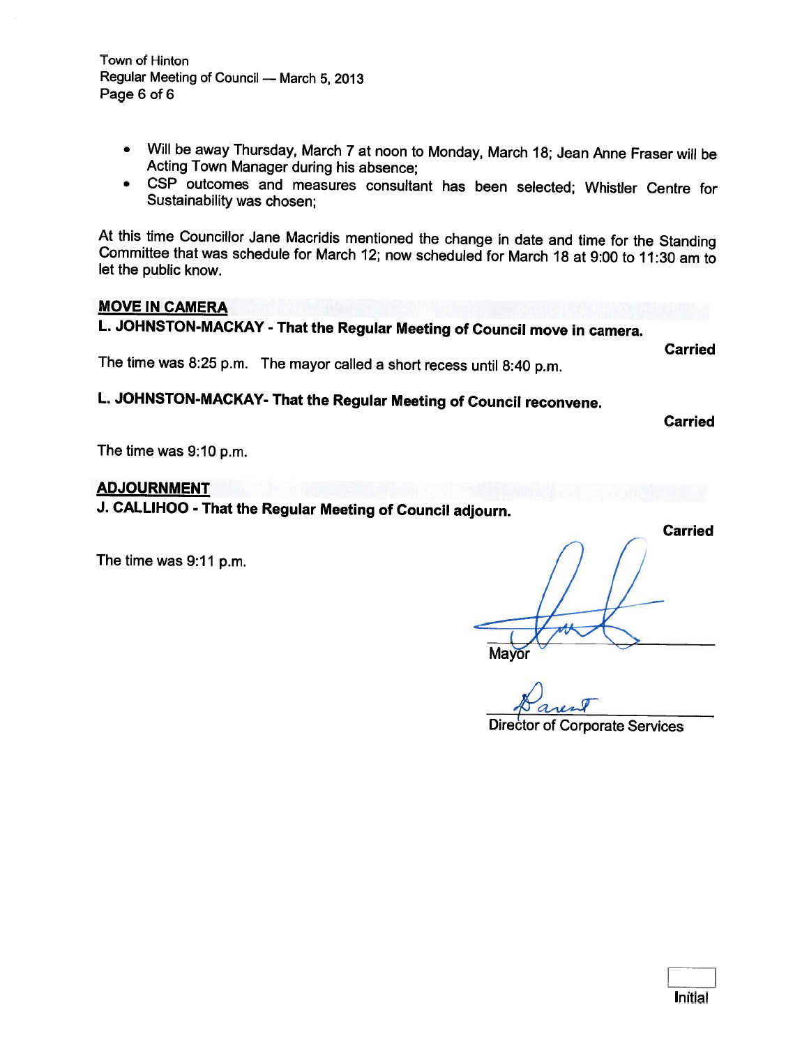- Will be away Thursday, March 7 at noon to Monday, March 18; Jean Anne Fraser will be Acting Town Manager during his absence;
- CSP outcomes and measures consultant has been selected; Whistler Centre for Sustainability was chosen;

At this time Councillor Jane Macridis mentioned the change in date and time for the Standing Committee that was schedule for March 12; now scheduled for March 18 at 9:00 to 11:30 am to let the public know.

## MOVE IN CAMERA

**L. JOHNSTON-MACKAY - That the Regular Meeting of Council move in camera.**

**Carried**

The time was 8:25 p.m. The mayor called a short recess until 8:40 p.m.

**L. JOHNSTON-MACKAY- That the Regular Meeting of Council reconvene.**

**Carried**

The time was 9:10 p.m.

## ADJOURNMENT

**J. CALLIHOO - That the Regular Meeting of Council adjourn.**

**Carried**

The time was 9:11 p.m.

Mayor

Director of Corporate Services

Initial